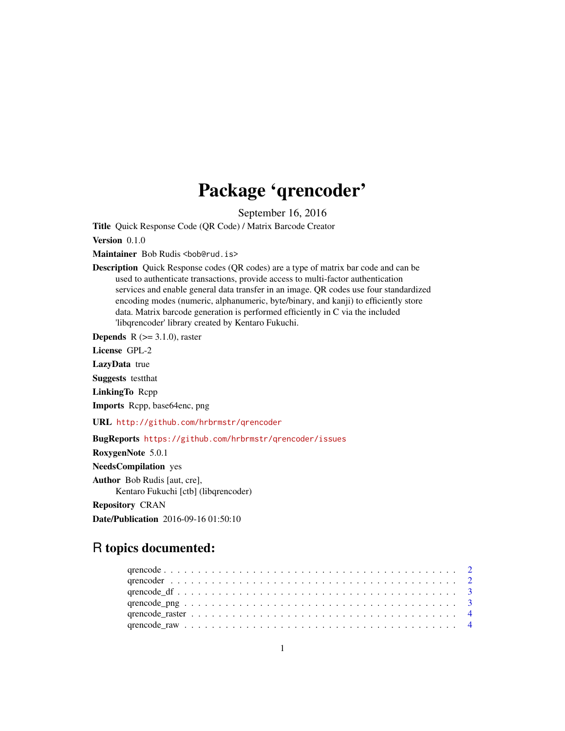# Package 'qrencoder'

September 16, 2016

**Title** Quick Response Code (QR Code) / Matrix Barcode Creator

**Version** 0.1.0

**Maintainer** Bob Rudis <bob@rud.is>

**Description** Quick Response codes (QR codes) are a type of matrix bar code and can be used to authenticate transactions, provide access to multi-factor authentication services and enable general data transfer in an image. QR codes use four standardized encoding modes (numeric, alphanumeric, byte/binary, and kanji) to efficiently store data. Matrix barcode generation is performed efficiently in C via the included 'libqrencoder' library created by Kentaro Fukuchi.

**Depends** R (>= 3.1.0), raster

**License** GPL-2

**LazyData** true

**Suggests** testthat

**LinkingTo** Rcpp

**Imports** Rcpp, base64enc, png

**URL** http://github.com/hrbrmstr/qrencoder

**BugReports** https://github.com/hrbrmstr/qrencoder/issues

**RoxygenNote** 5.0.1

**NeedsCompilation** yes

**Author** Bob Rudis [aut, cre],
Kentaro Fukuchi [ctb] (libqrencoder)

**Repository** CRAN

**Date/Publication** 2016-09-16 01:50:10

## R topics documented:

- qrencode . . . . . . . . . . . . . . . . . . . . . . . . . . . . . . . . . . . . . . . . . . 2
- qrencoder . . . . . . . . . . . . . . . . . . . . . . . . . . . . . . . . . . . . . . . . . . 2
- qrencode_df . . . . . . . . . . . . . . . . . . . . . . . . . . . . . . . . . . . . . . . . . 3
- qrencode_png . . . . . . . . . . . . . . . . . . . . . . . . . . . . . . . . . . . . . . . . 3
- qrencode_raster . . . . . . . . . . . . . . . . . . . . . . . . . . . . . . . . . . . . . . . 4
- qrencode_raw . . . . . . . . . . . . . . . . . . . . . . . . . . . . . . . . . . . . . . . . 4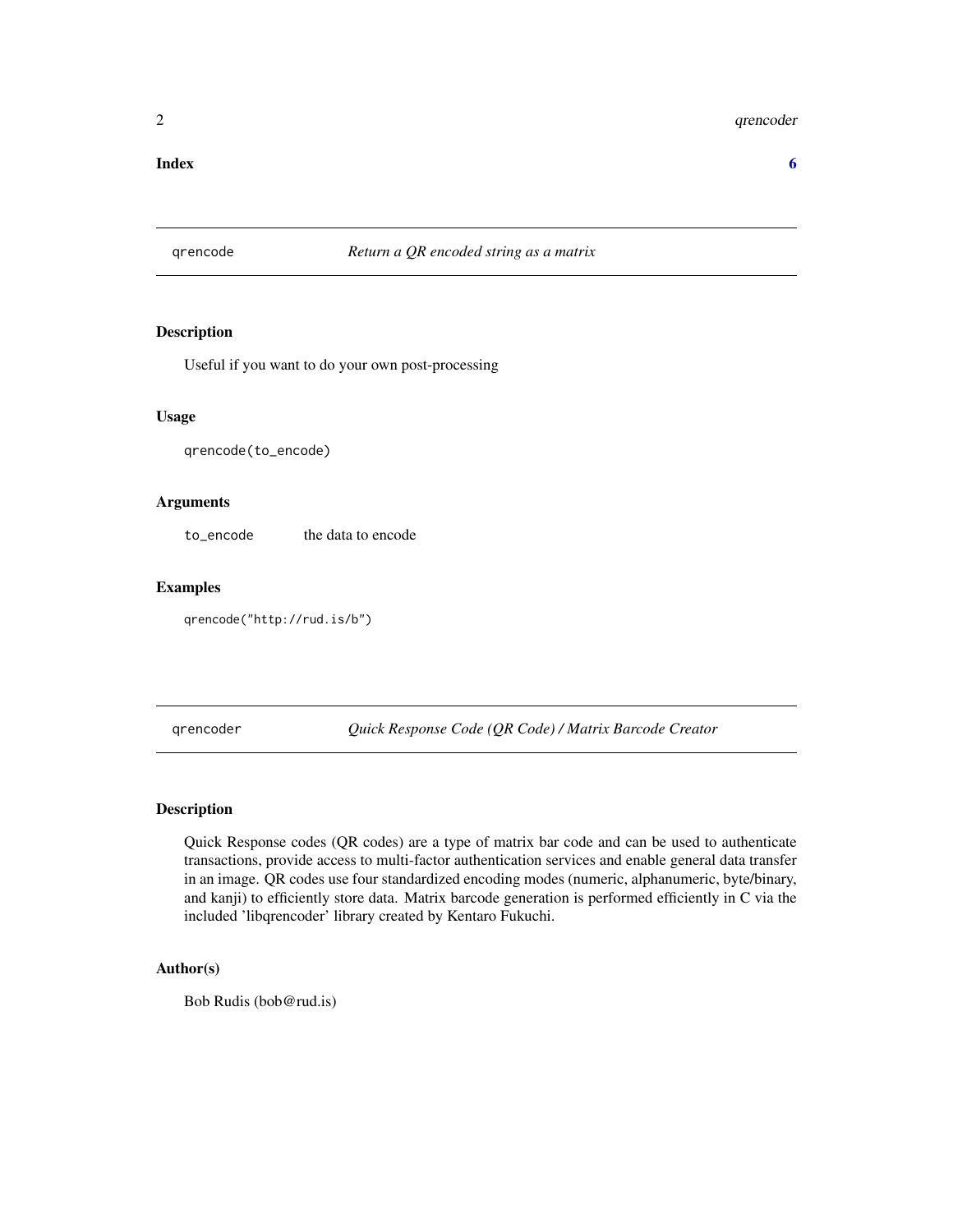**Index** 6

## qrencode — *Return a QR encoded string as a matrix*

### Description

Useful if you want to do your own post-processing

### Usage

```
qrencode(to_encode)
```

### Arguments

| | |
|---|---|
| `to_encode` | the data to encode |

### Examples

```
qrencode("http://rud.is/b")
```

## qrencoder — *Quick Response Code (QR Code) / Matrix Barcode Creator*

### Description

Quick Response codes (QR codes) are a type of matrix bar code and can be used to authenticate transactions, provide access to multi-factor authentication services and enable general data transfer in an image. QR codes use four standardized encoding modes (numeric, alphanumeric, byte/binary, and kanji) to efficiently store data. Matrix barcode generation is performed efficiently in C via the included 'libqrencoder' library created by Kentaro Fukuchi.

### Author(s)

Bob Rudis (bob@rud.is)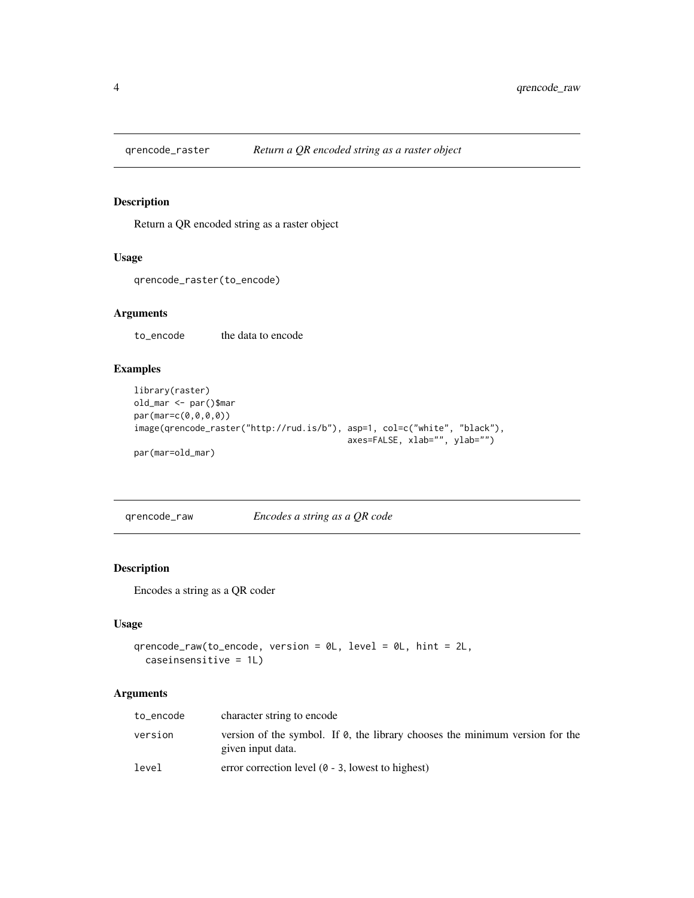## `qrencode_raster` *Return a QR encoded string as a raster object*

### Description

Return a QR encoded string as a raster object

### Usage

```
qrencode_raster(to_encode)
```

### Arguments

| | |
|---|---|
| `to_encode` | the data to encode |

### Examples

```
library(raster)
old_mar <- par()$mar
par(mar=c(0,0,0,0))
image(qrencode_raster("http://rud.is/b"), asp=1, col=c("white", "black"),
                                          axes=FALSE, xlab="", ylab="")
par(mar=old_mar)
```

## `qrencode_raw` *Encodes a string as a QR code*

### Description

Encodes a string as a QR coder

### Usage

```
qrencode_raw(to_encode, version = 0L, level = 0L, hint = 2L,
  caseinsensitive = 1L)
```

### Arguments

| | |
|---|---|
| `to_encode` | character string to encode |
| `version` | version of the symbol. If `0`, the library chooses the minimum version for the given input data. |
| `level` | error correction level (`0` - `3`, lowest to highest) |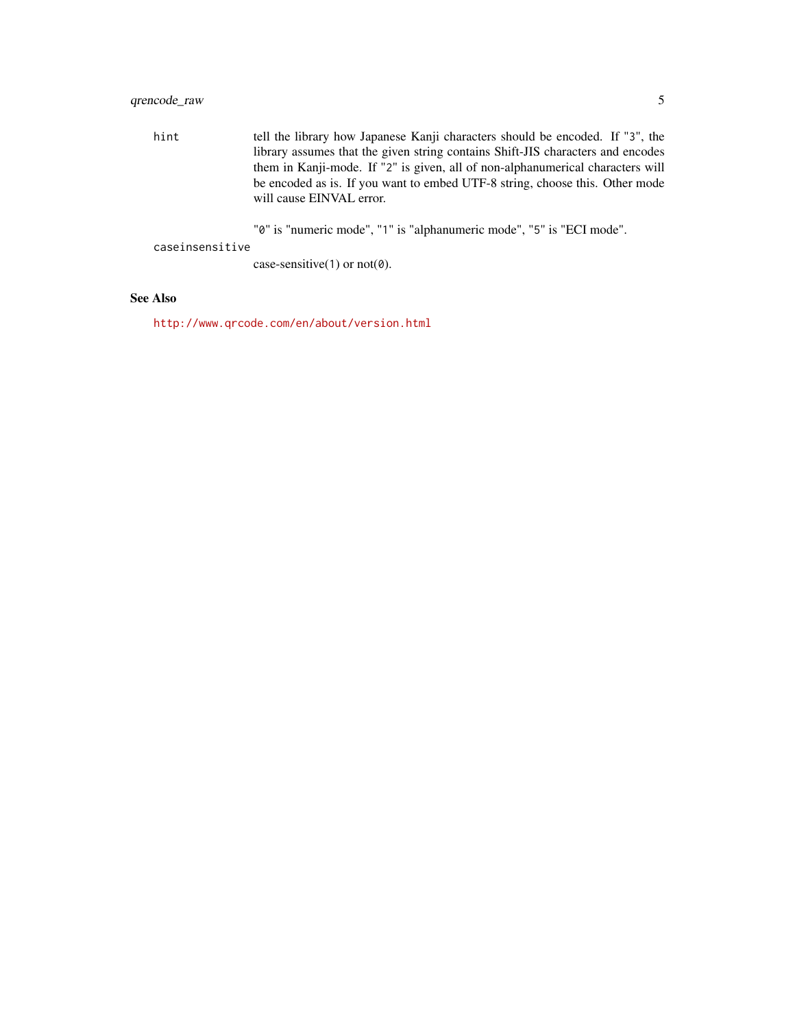hint
: tell the library how Japanese Kanji characters should be encoded. If "3", the library assumes that the given string contains Shift-JIS characters and encodes them in Kanji-mode. If "2" is given, all of non-alphanumerical characters will be encoded as is. If you want to embed UTF-8 string, choose this. Other mode will cause EINVAL error.

  "0" is "numeric mode", "1" is "alphanumeric mode", "5" is "ECI mode".

caseinsensitive
: case-sensitive(1) or not(0).

## See Also

http://www.qrcode.com/en/about/version.html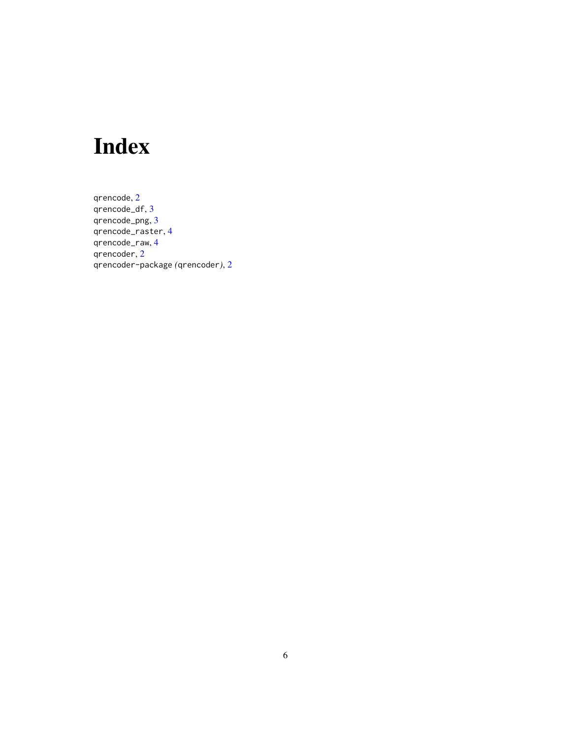# Index

qrencode, 2
qrencode_df, 3
qrencode_png, 3
qrencode_raster, 4
qrencode_raw, 4
qrencoder, 2
qrencoder-package *(*qrencoder*)*, 2